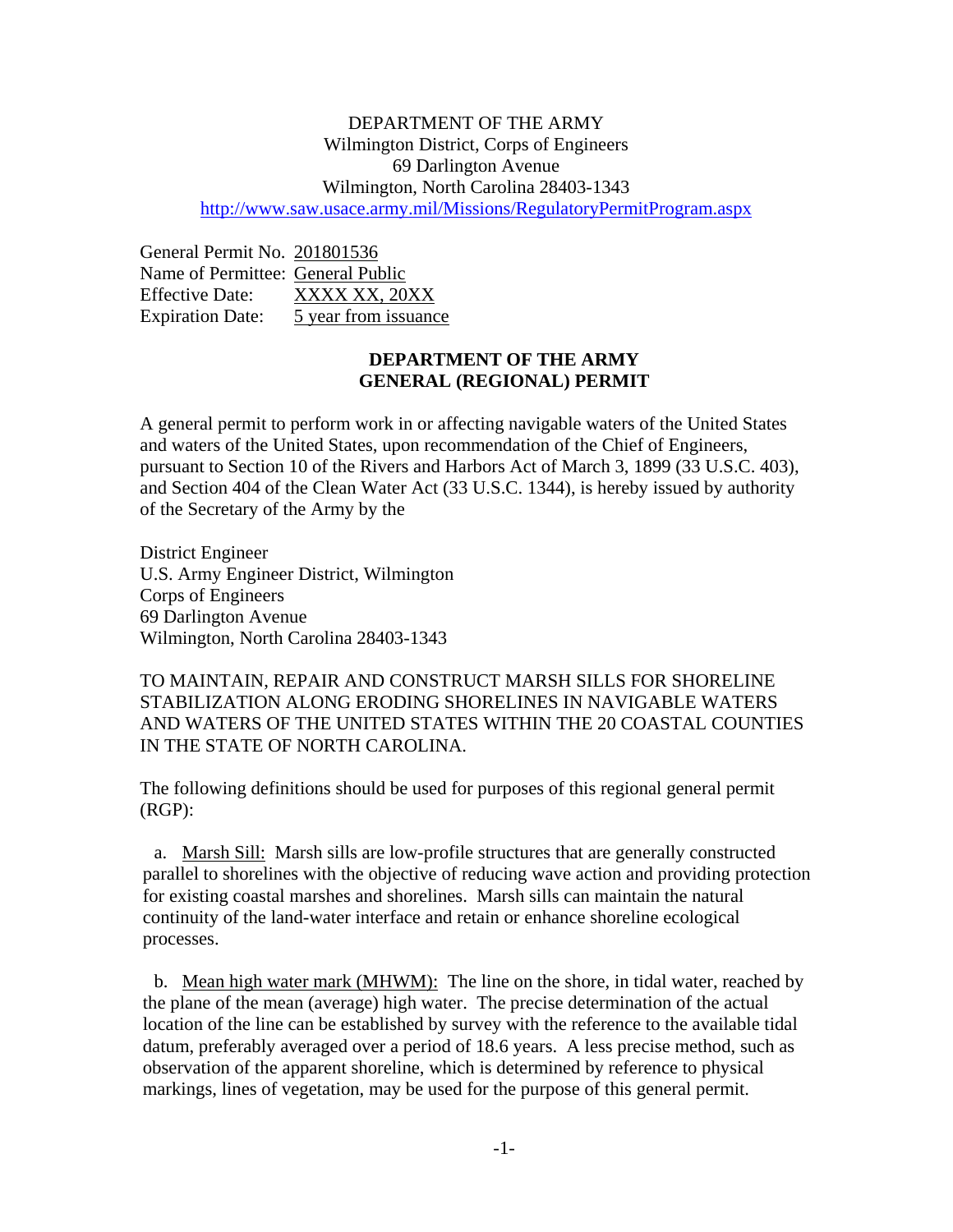DEPARTMENT OF THE ARMY
Wilmington District, Corps of Engineers
69 Darlington Avenue
Wilmington, North Carolina 28403-1343
http://www.saw.usace.army.mil/Missions/RegulatoryPermitProgram.aspx

General Permit No. 201801536
Name of Permittee: General Public
Effective Date: XXXX XX, 20XX
Expiration Date: 5 year from issuance

**DEPARTMENT OF THE ARMY**
**GENERAL (REGIONAL) PERMIT**

A general permit to perform work in or affecting navigable waters of the United States and waters of the United States, upon recommendation of the Chief of Engineers, pursuant to Section 10 of the Rivers and Harbors Act of March 3, 1899 (33 U.S.C. 403), and Section 404 of the Clean Water Act (33 U.S.C. 1344), is hereby issued by authority of the Secretary of the Army by the

District Engineer
U.S. Army Engineer District, Wilmington
Corps of Engineers
69 Darlington Avenue
Wilmington, North Carolina 28403-1343

TO MAINTAIN, REPAIR AND CONSTRUCT MARSH SILLS FOR SHORELINE STABILIZATION ALONG ERODING SHORELINES IN NAVIGABLE WATERS AND WATERS OF THE UNITED STATES WITHIN THE 20 COASTAL COUNTIES IN THE STATE OF NORTH CAROLINA.

The following definitions should be used for purposes of this regional general permit (RGP):

a. Marsh Sill: Marsh sills are low-profile structures that are generally constructed parallel to shorelines with the objective of reducing wave action and providing protection for existing coastal marshes and shorelines. Marsh sills can maintain the natural continuity of the land-water interface and retain or enhance shoreline ecological processes.

b. Mean high water mark (MHWM): The line on the shore, in tidal water, reached by the plane of the mean (average) high water. The precise determination of the actual location of the line can be established by survey with the reference to the available tidal datum, preferably averaged over a period of 18.6 years. A less precise method, such as observation of the apparent shoreline, which is determined by reference to physical markings, lines of vegetation, may be used for the purpose of this general permit.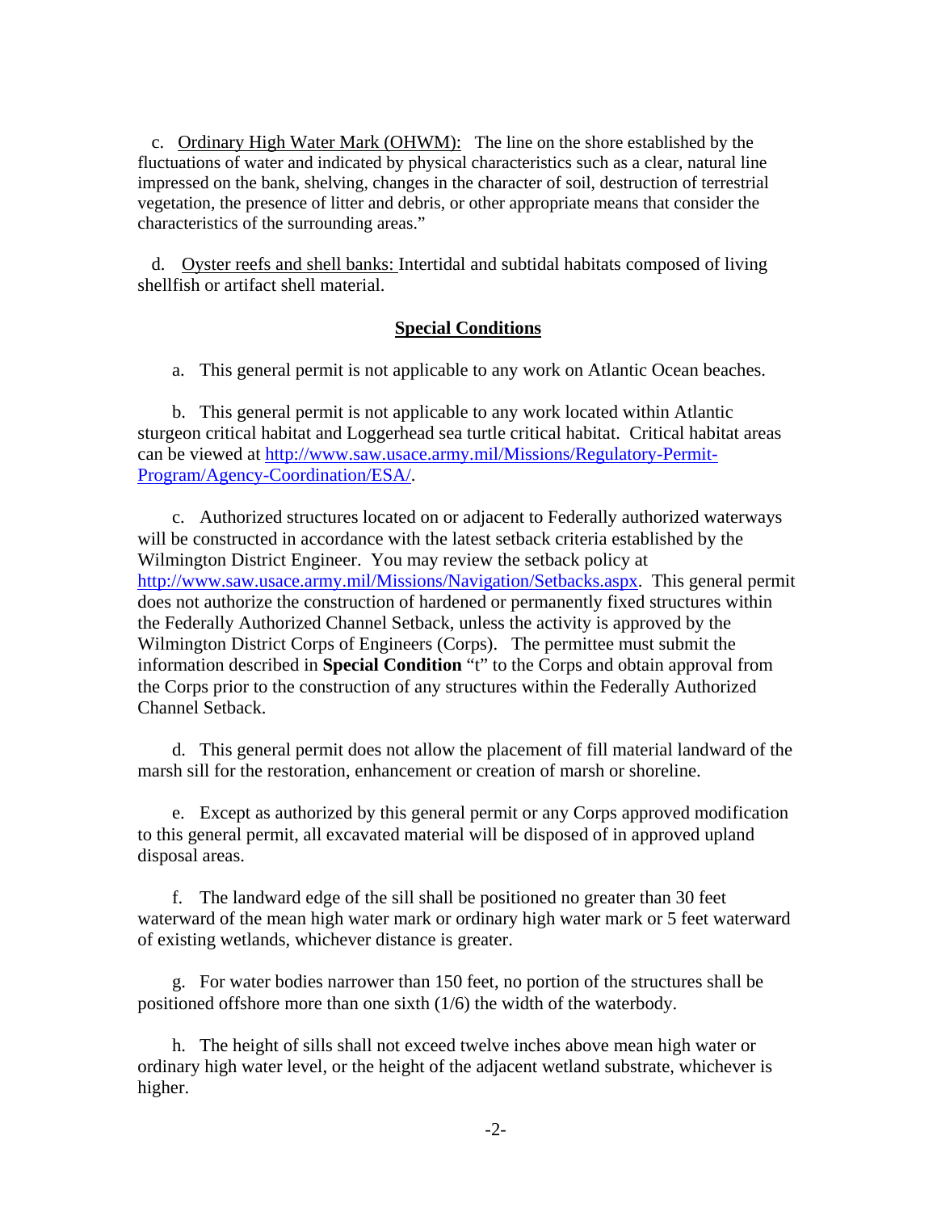c. Ordinary High Water Mark (OHWM): The line on the shore established by the fluctuations of water and indicated by physical characteristics such as a clear, natural line impressed on the bank, shelving, changes in the character of soil, destruction of terrestrial vegetation, the presence of litter and debris, or other appropriate means that consider the characteristics of the surrounding areas."

d. Oyster reefs and shell banks: Intertidal and subtidal habitats composed of living shellfish or artifact shell material.

## Special Conditions

a. This general permit is not applicable to any work on Atlantic Ocean beaches.

b. This general permit is not applicable to any work located within Atlantic sturgeon critical habitat and Loggerhead sea turtle critical habitat. Critical habitat areas can be viewed at http://www.saw.usace.army.mil/Missions/Regulatory-Permit-Program/Agency-Coordination/ESA/.

c. Authorized structures located on or adjacent to Federally authorized waterways will be constructed in accordance with the latest setback criteria established by the Wilmington District Engineer. You may review the setback policy at http://www.saw.usace.army.mil/Missions/Navigation/Setbacks.aspx. This general permit does not authorize the construction of hardened or permanently fixed structures within the Federally Authorized Channel Setback, unless the activity is approved by the Wilmington District Corps of Engineers (Corps). The permittee must submit the information described in **Special Condition** "t" to the Corps and obtain approval from the Corps prior to the construction of any structures within the Federally Authorized Channel Setback.

d. This general permit does not allow the placement of fill material landward of the marsh sill for the restoration, enhancement or creation of marsh or shoreline.

e. Except as authorized by this general permit or any Corps approved modification to this general permit, all excavated material will be disposed of in approved upland disposal areas.

f. The landward edge of the sill shall be positioned no greater than 30 feet waterward of the mean high water mark or ordinary high water mark or 5 feet waterward of existing wetlands, whichever distance is greater.

g. For water bodies narrower than 150 feet, no portion of the structures shall be positioned offshore more than one sixth (1/6) the width of the waterbody.

h. The height of sills shall not exceed twelve inches above mean high water or ordinary high water level, or the height of the adjacent wetland substrate, whichever is higher.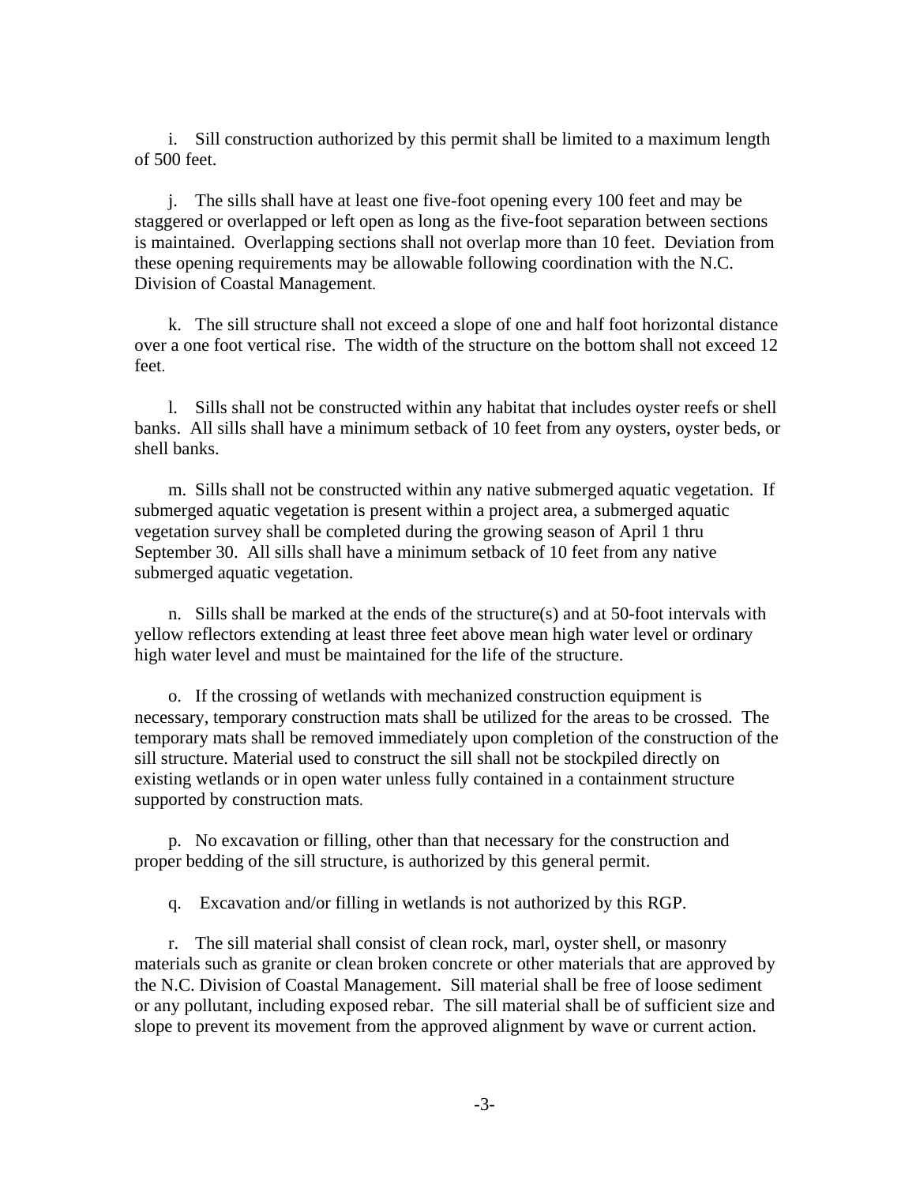i. Sill construction authorized by this permit shall be limited to a maximum length of 500 feet.

j. The sills shall have at least one five-foot opening every 100 feet and may be staggered or overlapped or left open as long as the five-foot separation between sections is maintained. Overlapping sections shall not overlap more than 10 feet. Deviation from these opening requirements may be allowable following coordination with the N.C. Division of Coastal Management.

k. The sill structure shall not exceed a slope of one and half foot horizontal distance over a one foot vertical rise. The width of the structure on the bottom shall not exceed 12 feet.

l. Sills shall not be constructed within any habitat that includes oyster reefs or shell banks. All sills shall have a minimum setback of 10 feet from any oysters, oyster beds, or shell banks.

m. Sills shall not be constructed within any native submerged aquatic vegetation. If submerged aquatic vegetation is present within a project area, a submerged aquatic vegetation survey shall be completed during the growing season of April 1 thru September 30. All sills shall have a minimum setback of 10 feet from any native submerged aquatic vegetation.

n. Sills shall be marked at the ends of the structure(s) and at 50-foot intervals with yellow reflectors extending at least three feet above mean high water level or ordinary high water level and must be maintained for the life of the structure.

o. If the crossing of wetlands with mechanized construction equipment is necessary, temporary construction mats shall be utilized for the areas to be crossed. The temporary mats shall be removed immediately upon completion of the construction of the sill structure. Material used to construct the sill shall not be stockpiled directly on existing wetlands or in open water unless fully contained in a containment structure supported by construction mats.

p. No excavation or filling, other than that necessary for the construction and proper bedding of the sill structure, is authorized by this general permit.

q. Excavation and/or filling in wetlands is not authorized by this RGP.

r. The sill material shall consist of clean rock, marl, oyster shell, or masonry materials such as granite or clean broken concrete or other materials that are approved by the N.C. Division of Coastal Management. Sill material shall be free of loose sediment or any pollutant, including exposed rebar. The sill material shall be of sufficient size and slope to prevent its movement from the approved alignment by wave or current action.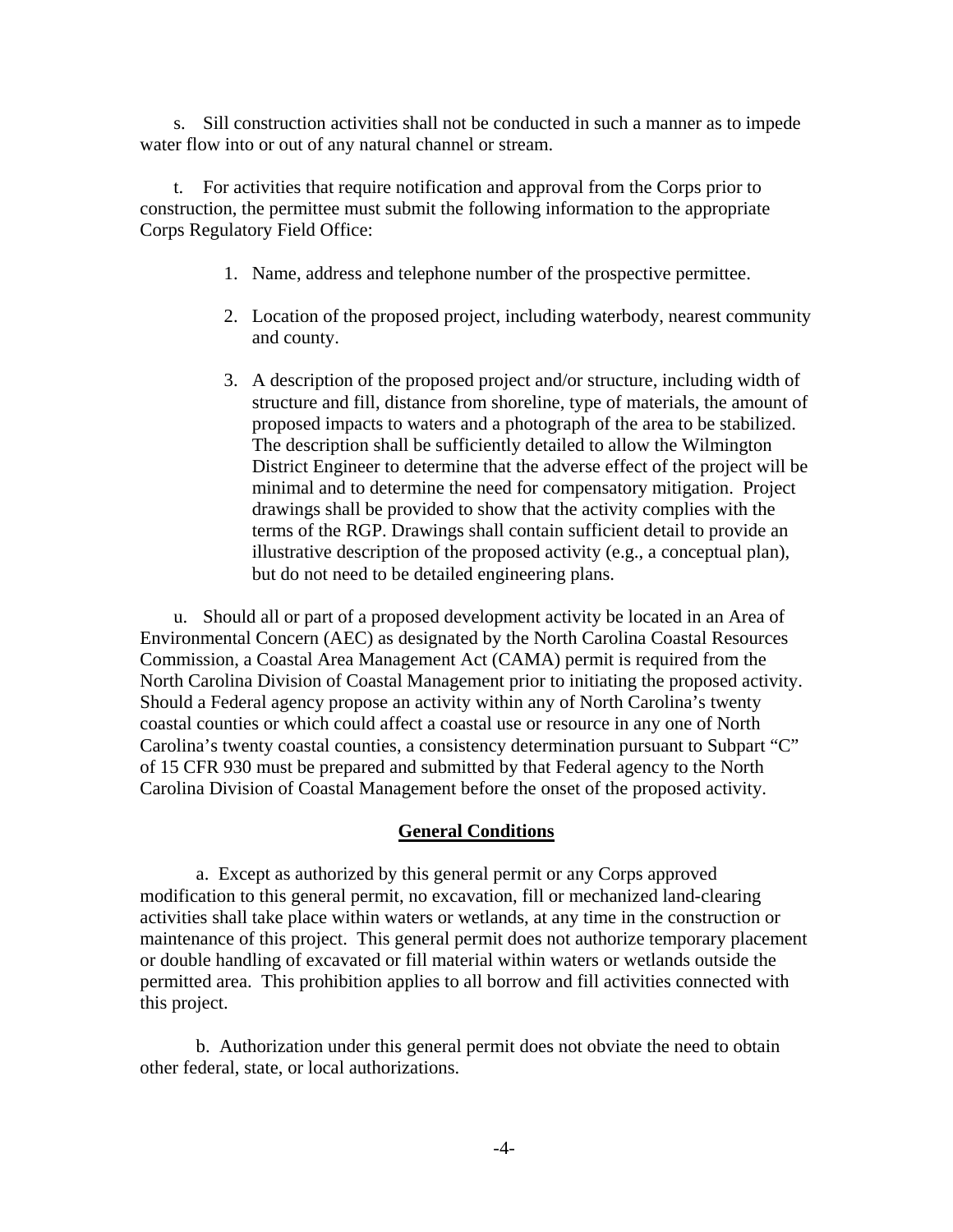s. Sill construction activities shall not be conducted in such a manner as to impede water flow into or out of any natural channel or stream.

t. For activities that require notification and approval from the Corps prior to construction, the permittee must submit the following information to the appropriate Corps Regulatory Field Office:

1. Name, address and telephone number of the prospective permittee.
2. Location of the proposed project, including waterbody, nearest community and county.
3. A description of the proposed project and/or structure, including width of structure and fill, distance from shoreline, type of materials, the amount of proposed impacts to waters and a photograph of the area to be stabilized. The description shall be sufficiently detailed to allow the Wilmington District Engineer to determine that the adverse effect of the project will be minimal and to determine the need for compensatory mitigation. Project drawings shall be provided to show that the activity complies with the terms of the RGP. Drawings shall contain sufficient detail to provide an illustrative description of the proposed activity (e.g., a conceptual plan), but do not need to be detailed engineering plans.

u. Should all or part of a proposed development activity be located in an Area of Environmental Concern (AEC) as designated by the North Carolina Coastal Resources Commission, a Coastal Area Management Act (CAMA) permit is required from the North Carolina Division of Coastal Management prior to initiating the proposed activity. Should a Federal agency propose an activity within any of North Carolina's twenty coastal counties or which could affect a coastal use or resource in any one of North Carolina's twenty coastal counties, a consistency determination pursuant to Subpart "C" of 15 CFR 930 must be prepared and submitted by that Federal agency to the North Carolina Division of Coastal Management before the onset of the proposed activity.

## General Conditions

a. Except as authorized by this general permit or any Corps approved modification to this general permit, no excavation, fill or mechanized land-clearing activities shall take place within waters or wetlands, at any time in the construction or maintenance of this project. This general permit does not authorize temporary placement or double handling of excavated or fill material within waters or wetlands outside the permitted area. This prohibition applies to all borrow and fill activities connected with this project.

b. Authorization under this general permit does not obviate the need to obtain other federal, state, or local authorizations.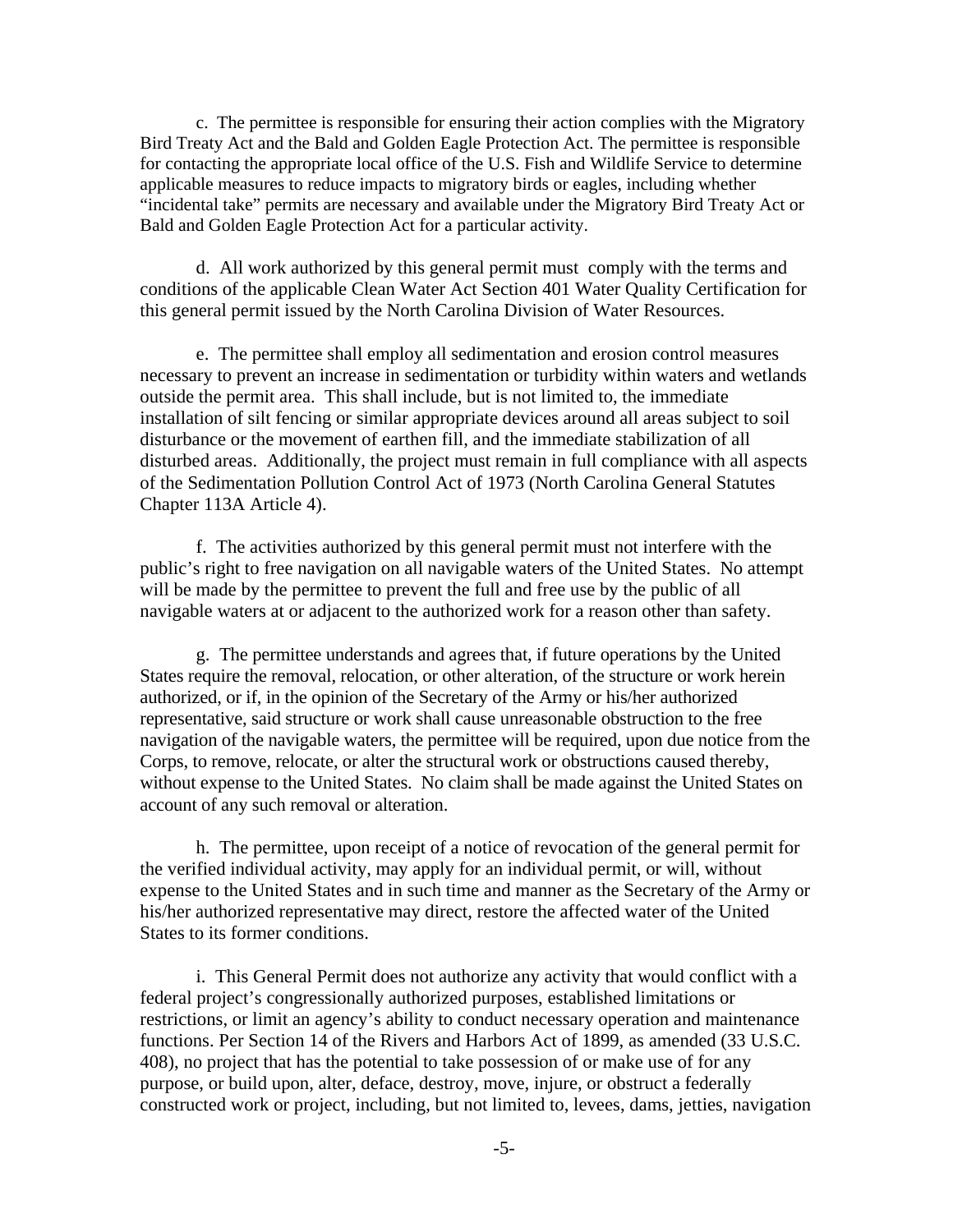c. The permittee is responsible for ensuring their action complies with the Migratory Bird Treaty Act and the Bald and Golden Eagle Protection Act. The permittee is responsible for contacting the appropriate local office of the U.S. Fish and Wildlife Service to determine applicable measures to reduce impacts to migratory birds or eagles, including whether "incidental take" permits are necessary and available under the Migratory Bird Treaty Act or Bald and Golden Eagle Protection Act for a particular activity.

d. All work authorized by this general permit must comply with the terms and conditions of the applicable Clean Water Act Section 401 Water Quality Certification for this general permit issued by the North Carolina Division of Water Resources.

e. The permittee shall employ all sedimentation and erosion control measures necessary to prevent an increase in sedimentation or turbidity within waters and wetlands outside the permit area. This shall include, but is not limited to, the immediate installation of silt fencing or similar appropriate devices around all areas subject to soil disturbance or the movement of earthen fill, and the immediate stabilization of all disturbed areas. Additionally, the project must remain in full compliance with all aspects of the Sedimentation Pollution Control Act of 1973 (North Carolina General Statutes Chapter 113A Article 4).

f. The activities authorized by this general permit must not interfere with the public's right to free navigation on all navigable waters of the United States. No attempt will be made by the permittee to prevent the full and free use by the public of all navigable waters at or adjacent to the authorized work for a reason other than safety.

g. The permittee understands and agrees that, if future operations by the United States require the removal, relocation, or other alteration, of the structure or work herein authorized, or if, in the opinion of the Secretary of the Army or his/her authorized representative, said structure or work shall cause unreasonable obstruction to the free navigation of the navigable waters, the permittee will be required, upon due notice from the Corps, to remove, relocate, or alter the structural work or obstructions caused thereby, without expense to the United States. No claim shall be made against the United States on account of any such removal or alteration.

h. The permittee, upon receipt of a notice of revocation of the general permit for the verified individual activity, may apply for an individual permit, or will, without expense to the United States and in such time and manner as the Secretary of the Army or his/her authorized representative may direct, restore the affected water of the United States to its former conditions.

i. This General Permit does not authorize any activity that would conflict with a federal project's congressionally authorized purposes, established limitations or restrictions, or limit an agency's ability to conduct necessary operation and maintenance functions. Per Section 14 of the Rivers and Harbors Act of 1899, as amended (33 U.S.C. 408), no project that has the potential to take possession of or make use of for any purpose, or build upon, alter, deface, destroy, move, injure, or obstruct a federally constructed work or project, including, but not limited to, levees, dams, jetties, navigation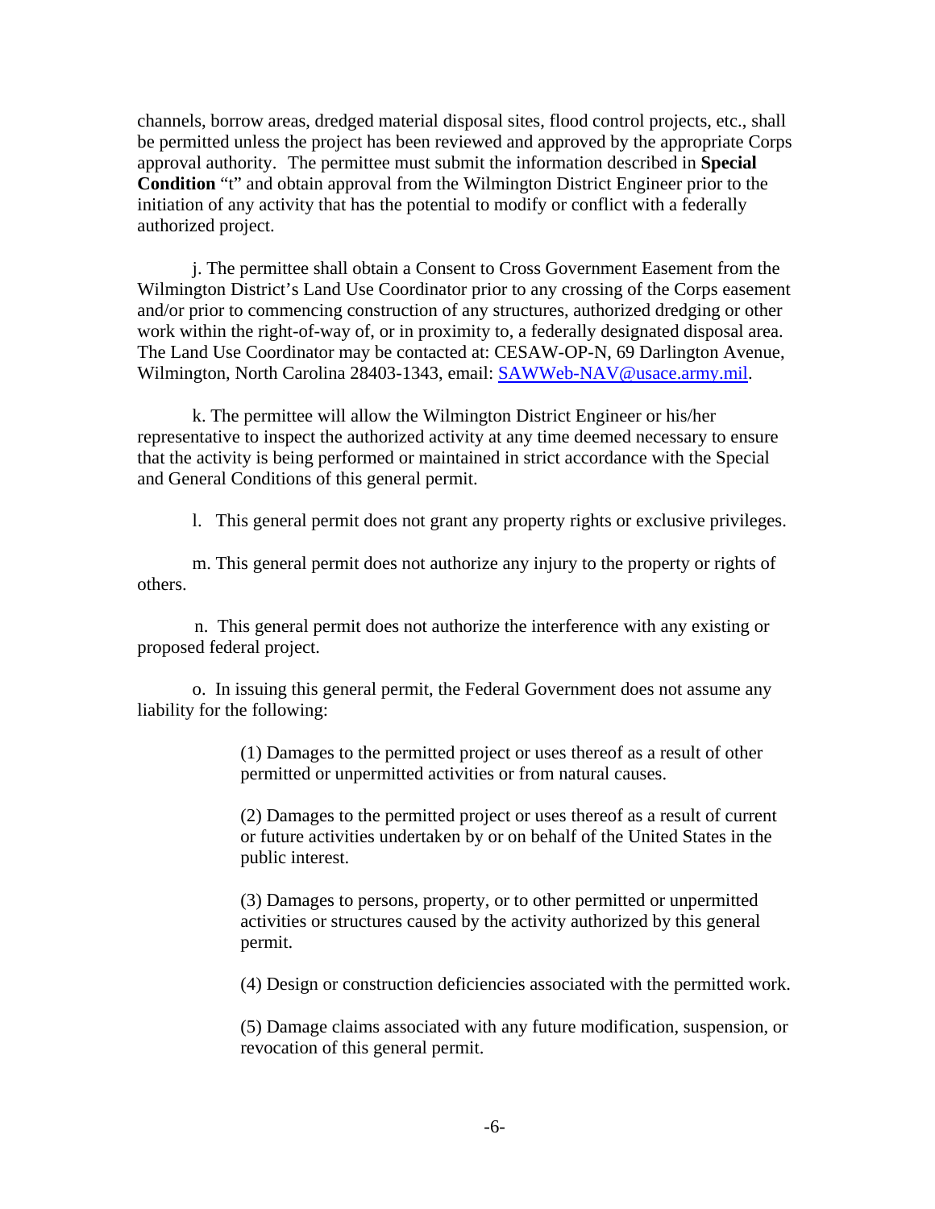channels, borrow areas, dredged material disposal sites, flood control projects, etc., shall be permitted unless the project has been reviewed and approved by the appropriate Corps approval authority. The permittee must submit the information described in **Special Condition** "t" and obtain approval from the Wilmington District Engineer prior to the initiation of any activity that has the potential to modify or conflict with a federally authorized project.

j. The permittee shall obtain a Consent to Cross Government Easement from the Wilmington District's Land Use Coordinator prior to any crossing of the Corps easement and/or prior to commencing construction of any structures, authorized dredging or other work within the right-of-way of, or in proximity to, a federally designated disposal area. The Land Use Coordinator may be contacted at: CESAW-OP-N, 69 Darlington Avenue, Wilmington, North Carolina 28403-1343, email: [SAWWeb-NAV@usace.army.mil](mailto:SAWWeb-NAV@usace.army.mil).

k. The permittee will allow the Wilmington District Engineer or his/her representative to inspect the authorized activity at any time deemed necessary to ensure that the activity is being performed or maintained in strict accordance with the Special and General Conditions of this general permit.

l. This general permit does not grant any property rights or exclusive privileges.

m. This general permit does not authorize any injury to the property or rights of others.

n. This general permit does not authorize the interference with any existing or proposed federal project.

o. In issuing this general permit, the Federal Government does not assume any liability for the following:

(1) Damages to the permitted project or uses thereof as a result of other permitted or unpermitted activities or from natural causes.

(2) Damages to the permitted project or uses thereof as a result of current or future activities undertaken by or on behalf of the United States in the public interest.

(3) Damages to persons, property, or to other permitted or unpermitted activities or structures caused by the activity authorized by this general permit.

(4) Design or construction deficiencies associated with the permitted work.

(5) Damage claims associated with any future modification, suspension, or revocation of this general permit.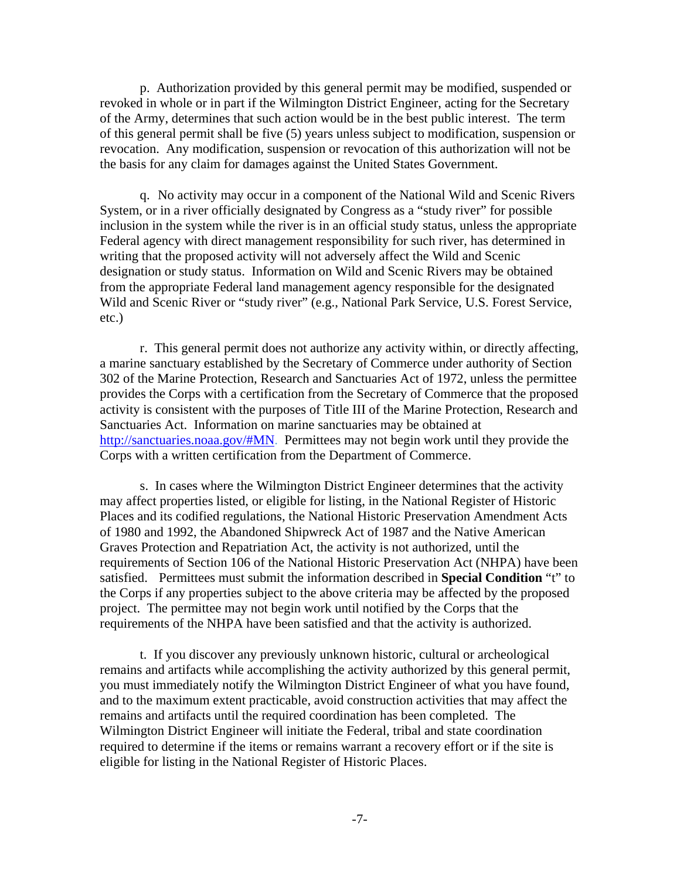p. Authorization provided by this general permit may be modified, suspended or revoked in whole or in part if the Wilmington District Engineer, acting for the Secretary of the Army, determines that such action would be in the best public interest. The term of this general permit shall be five (5) years unless subject to modification, suspension or revocation. Any modification, suspension or revocation of this authorization will not be the basis for any claim for damages against the United States Government.

q. No activity may occur in a component of the National Wild and Scenic Rivers System, or in a river officially designated by Congress as a "study river" for possible inclusion in the system while the river is in an official study status, unless the appropriate Federal agency with direct management responsibility for such river, has determined in writing that the proposed activity will not adversely affect the Wild and Scenic designation or study status. Information on Wild and Scenic Rivers may be obtained from the appropriate Federal land management agency responsible for the designated Wild and Scenic River or "study river" (e.g., National Park Service, U.S. Forest Service, etc.)

r. This general permit does not authorize any activity within, or directly affecting, a marine sanctuary established by the Secretary of Commerce under authority of Section 302 of the Marine Protection, Research and Sanctuaries Act of 1972, unless the permittee provides the Corps with a certification from the Secretary of Commerce that the proposed activity is consistent with the purposes of Title III of the Marine Protection, Research and Sanctuaries Act. Information on marine sanctuaries may be obtained at http://sanctuaries.noaa.gov/#MN. Permittees may not begin work until they provide the Corps with a written certification from the Department of Commerce.

s. In cases where the Wilmington District Engineer determines that the activity may affect properties listed, or eligible for listing, in the National Register of Historic Places and its codified regulations, the National Historic Preservation Amendment Acts of 1980 and 1992, the Abandoned Shipwreck Act of 1987 and the Native American Graves Protection and Repatriation Act, the activity is not authorized, until the requirements of Section 106 of the National Historic Preservation Act (NHPA) have been satisfied. Permittees must submit the information described in **Special Condition** "t" to the Corps if any properties subject to the above criteria may be affected by the proposed project. The permittee may not begin work until notified by the Corps that the requirements of the NHPA have been satisfied and that the activity is authorized.

t. If you discover any previously unknown historic, cultural or archeological remains and artifacts while accomplishing the activity authorized by this general permit, you must immediately notify the Wilmington District Engineer of what you have found, and to the maximum extent practicable, avoid construction activities that may affect the remains and artifacts until the required coordination has been completed. The Wilmington District Engineer will initiate the Federal, tribal and state coordination required to determine if the items or remains warrant a recovery effort or if the site is eligible for listing in the National Register of Historic Places.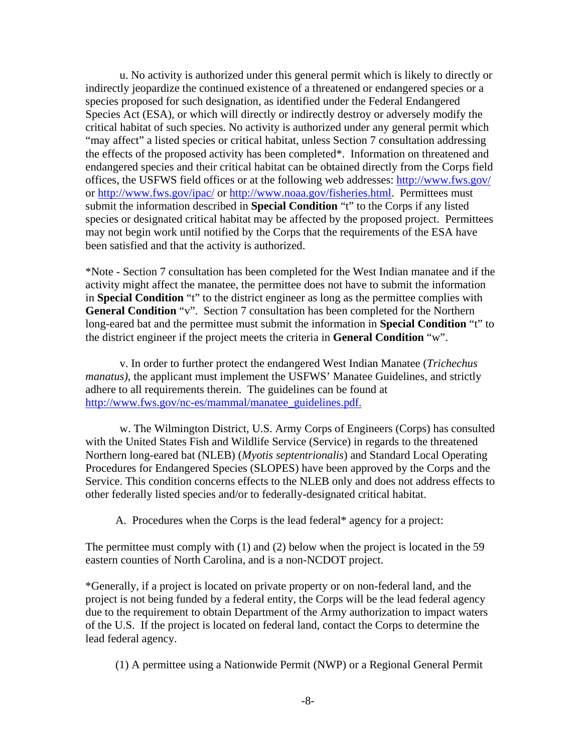u. No activity is authorized under this general permit which is likely to directly or indirectly jeopardize the continued existence of a threatened or endangered species or a species proposed for such designation, as identified under the Federal Endangered Species Act (ESA), or which will directly or indirectly destroy or adversely modify the critical habitat of such species. No activity is authorized under any general permit which "may affect" a listed species or critical habitat, unless Section 7 consultation addressing the effects of the proposed activity has been completed*. Information on threatened and endangered species and their critical habitat can be obtained directly from the Corps field offices, the USFWS field offices or at the following web addresses: http://www.fws.gov/ or http://www.fws.gov/ipac/ or http://www.noaa.gov/fisheries.html. Permittees must submit the information described in **Special Condition** "t" to the Corps if any listed species or designated critical habitat may be affected by the proposed project. Permittees may not begin work until notified by the Corps that the requirements of the ESA have been satisfied and that the activity is authorized.

*Note - Section 7 consultation has been completed for the West Indian manatee and if the activity might affect the manatee, the permittee does not have to submit the information in **Special Condition** "t" to the district engineer as long as the permittee complies with **General Condition** "v". Section 7 consultation has been completed for the Northern long-eared bat and the permittee must submit the information in **Special Condition** "t" to the district engineer if the project meets the criteria in **General Condition** "w".

v. In order to further protect the endangered West Indian Manatee (*Trichechus manatus)*, the applicant must implement the USFWS' Manatee Guidelines, and strictly adhere to all requirements therein. The guidelines can be found at http://www.fws.gov/nc-es/mammal/manatee_guidelines.pdf.

w. The Wilmington District, U.S. Army Corps of Engineers (Corps) has consulted with the United States Fish and Wildlife Service (Service) in regards to the threatened Northern long-eared bat (NLEB) (*Myotis septentrionalis*) and Standard Local Operating Procedures for Endangered Species (SLOPES) have been approved by the Corps and the Service. This condition concerns effects to the NLEB only and does not address effects to other federally listed species and/or to federally-designated critical habitat.

A. Procedures when the Corps is the lead federal* agency for a project:

The permittee must comply with (1) and (2) below when the project is located in the 59 eastern counties of North Carolina, and is a non-NCDOT project.

*Generally, if a project is located on private property or on non-federal land, and the project is not being funded by a federal entity, the Corps will be the lead federal agency due to the requirement to obtain Department of the Army authorization to impact waters of the U.S. If the project is located on federal land, contact the Corps to determine the lead federal agency.

(1) A permittee using a Nationwide Permit (NWP) or a Regional General Permit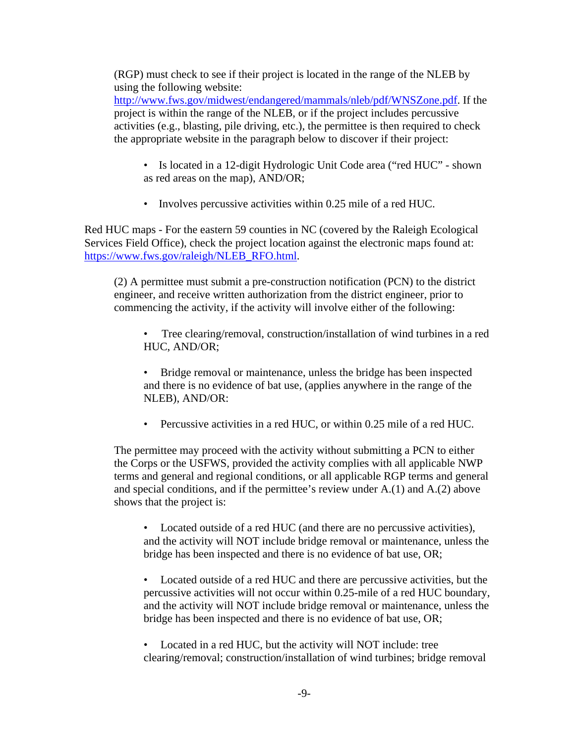(RGP) must check to see if their project is located in the range of the NLEB by using the following website: [http://www.fws.gov/midwest/endangered/mammals/nleb/pdf/WNSZone.pdf](http://www.fws.gov/midwest/endangered/mammals/nleb/pdf/WNSZone.pdf). If the project is within the range of the NLEB, or if the project includes percussive activities (e.g., blasting, pile driving, etc.), the permittee is then required to check the appropriate website in the paragraph below to discover if their project:

- Is located in a 12-digit Hydrologic Unit Code area ("red HUC" - shown as red areas on the map), AND/OR;
- Involves percussive activities within 0.25 mile of a red HUC.

Red HUC maps - For the eastern 59 counties in NC (covered by the Raleigh Ecological Services Field Office), check the project location against the electronic maps found at: [https://www.fws.gov/raleigh/NLEB_RFO.html](https://www.fws.gov/raleigh/NLEB_RFO.html).

(2) A permittee must submit a pre-construction notification (PCN) to the district engineer, and receive written authorization from the district engineer, prior to commencing the activity, if the activity will involve either of the following:

- Tree clearing/removal, construction/installation of wind turbines in a red HUC, AND/OR;
- Bridge removal or maintenance, unless the bridge has been inspected and there is no evidence of bat use, (applies anywhere in the range of the NLEB), AND/OR:
- Percussive activities in a red HUC, or within 0.25 mile of a red HUC.

The permittee may proceed with the activity without submitting a PCN to either the Corps or the USFWS, provided the activity complies with all applicable NWP terms and general and regional conditions, or all applicable RGP terms and general and special conditions, and if the permittee's review under A.(1) and A.(2) above shows that the project is:

- Located outside of a red HUC (and there are no percussive activities), and the activity will NOT include bridge removal or maintenance, unless the bridge has been inspected and there is no evidence of bat use, OR;
- Located outside of a red HUC and there are percussive activities, but the percussive activities will not occur within 0.25-mile of a red HUC boundary, and the activity will NOT include bridge removal or maintenance, unless the bridge has been inspected and there is no evidence of bat use, OR;
- Located in a red HUC, but the activity will NOT include: tree clearing/removal; construction/installation of wind turbines; bridge removal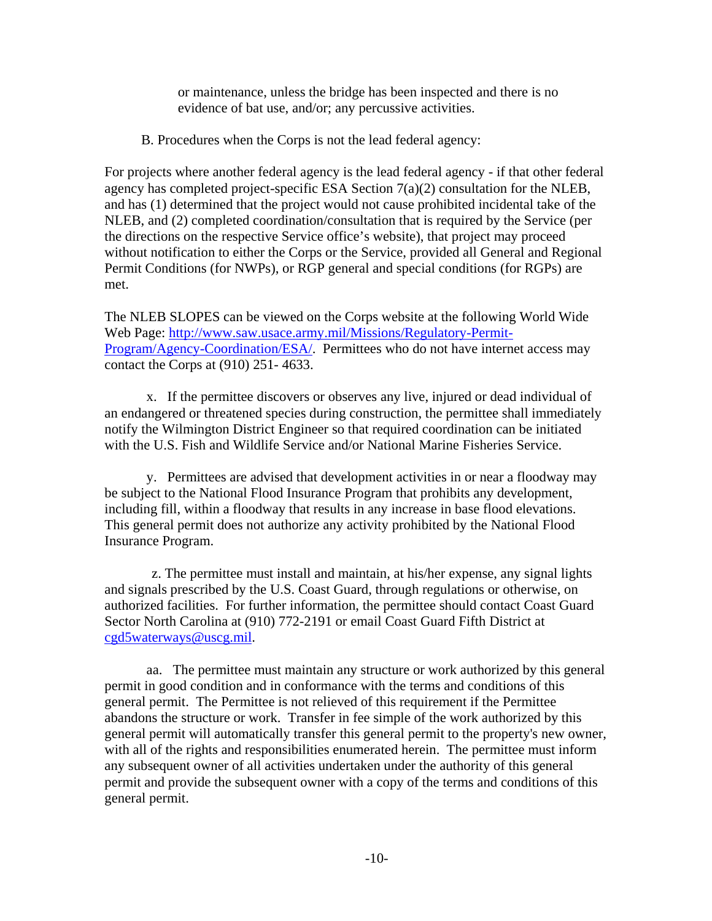or maintenance, unless the bridge has been inspected and there is no evidence of bat use, and/or; any percussive activities.

B. Procedures when the Corps is not the lead federal agency:

For projects where another federal agency is the lead federal agency - if that other federal agency has completed project-specific ESA Section 7(a)(2) consultation for the NLEB, and has (1) determined that the project would not cause prohibited incidental take of the NLEB, and (2) completed coordination/consultation that is required by the Service (per the directions on the respective Service office's website), that project may proceed without notification to either the Corps or the Service, provided all General and Regional Permit Conditions (for NWPs), or RGP general and special conditions (for RGPs) are met.

The NLEB SLOPES can be viewed on the Corps website at the following World Wide Web Page: [http://www.saw.usace.army.mil/Missions/Regulatory-Permit-Program/Agency-Coordination/ESA/](http://www.saw.usace.army.mil/Missions/Regulatory-Permit-Program/Agency-Coordination/ESA/). Permittees who do not have internet access may contact the Corps at (910) 251- 4633.

x. If the permittee discovers or observes any live, injured or dead individual of an endangered or threatened species during construction, the permittee shall immediately notify the Wilmington District Engineer so that required coordination can be initiated with the U.S. Fish and Wildlife Service and/or National Marine Fisheries Service.

y. Permittees are advised that development activities in or near a floodway may be subject to the National Flood Insurance Program that prohibits any development, including fill, within a floodway that results in any increase in base flood elevations. This general permit does not authorize any activity prohibited by the National Flood Insurance Program.

z. The permittee must install and maintain, at his/her expense, any signal lights and signals prescribed by the U.S. Coast Guard, through regulations or otherwise, on authorized facilities. For further information, the permittee should contact Coast Guard Sector North Carolina at (910) 772-2191 or email Coast Guard Fifth District at [cgd5waterways@uscg.mil](mailto:cgd5waterways@uscg.mil).

aa. The permittee must maintain any structure or work authorized by this general permit in good condition and in conformance with the terms and conditions of this general permit. The Permittee is not relieved of this requirement if the Permittee abandons the structure or work. Transfer in fee simple of the work authorized by this general permit will automatically transfer this general permit to the property's new owner, with all of the rights and responsibilities enumerated herein. The permittee must inform any subsequent owner of all activities undertaken under the authority of this general permit and provide the subsequent owner with a copy of the terms and conditions of this general permit.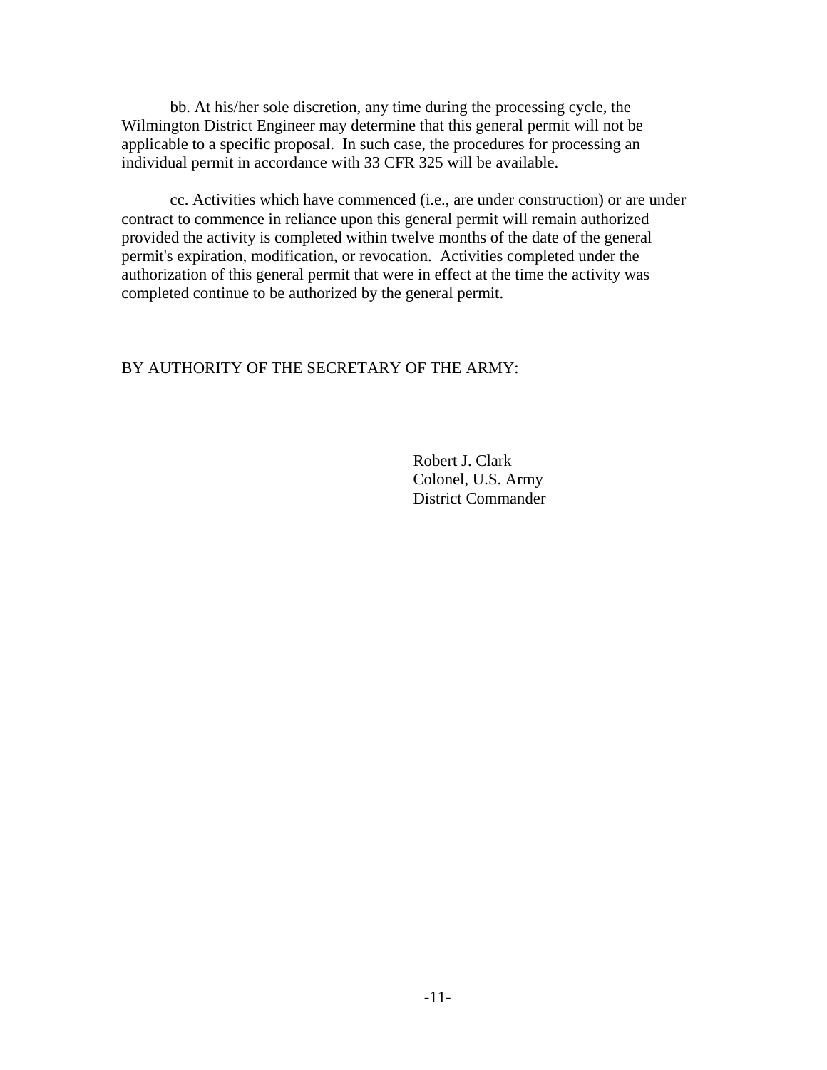bb. At his/her sole discretion, any time during the processing cycle, the Wilmington District Engineer may determine that this general permit will not be applicable to a specific proposal. In such case, the procedures for processing an individual permit in accordance with 33 CFR 325 will be available.

cc. Activities which have commenced (i.e., are under construction) or are under contract to commence in reliance upon this general permit will remain authorized provided the activity is completed within twelve months of the date of the general permit's expiration, modification, or revocation. Activities completed under the authorization of this general permit that were in effect at the time the activity was completed continue to be authorized by the general permit.

BY AUTHORITY OF THE SECRETARY OF THE ARMY:

Robert J. Clark
Colonel, U.S. Army
District Commander